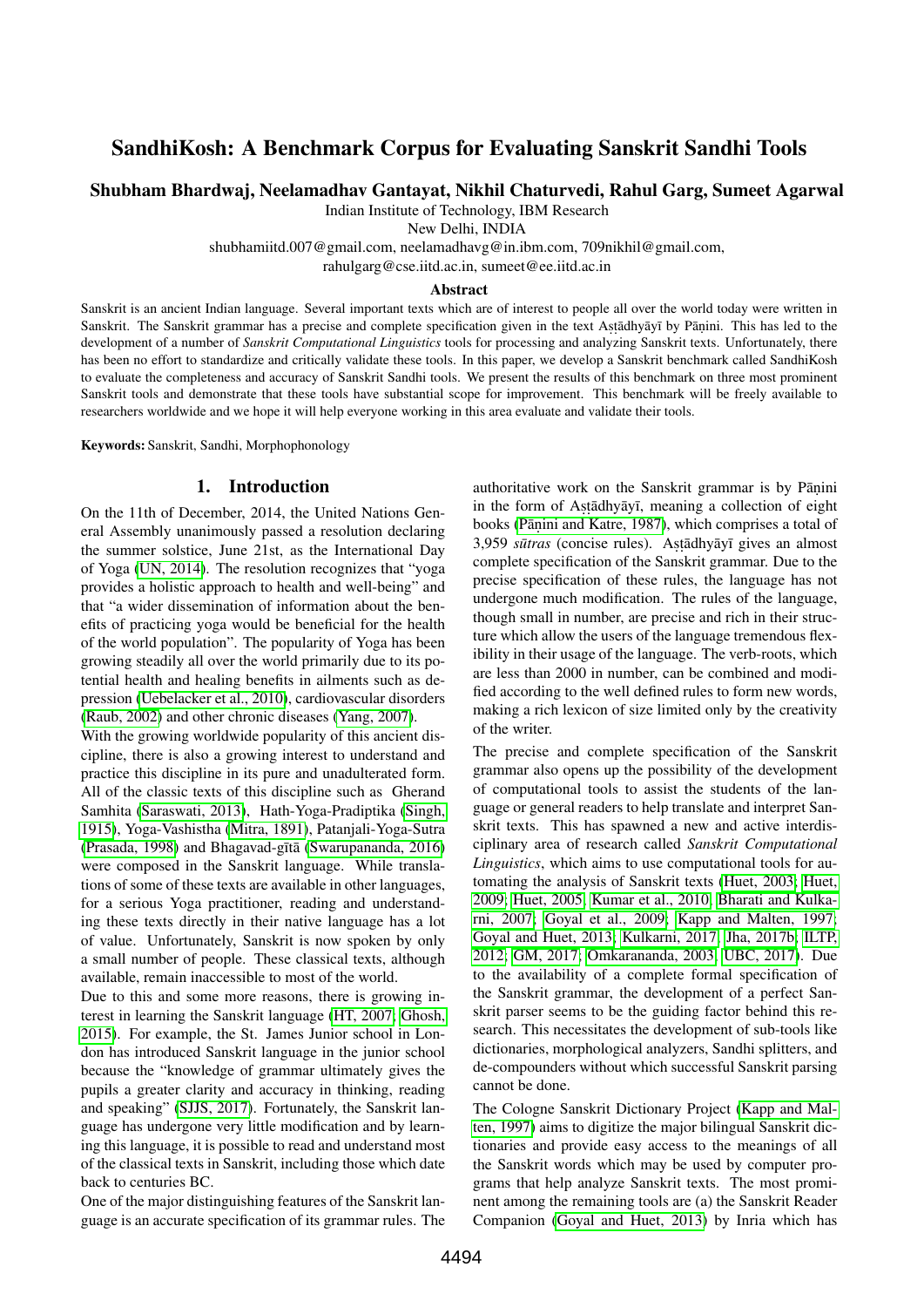# SandhiKosh: A Benchmark Corpus for Evaluating Sanskrit Sandhi Tools

**Shubham Bhardwaj, Neelamadhav Gantayat, Nikhil Chaturvedi, Rahul Garg, Sumeet Agarwal**

Indian Institute of Technology, IBM Research
New Delhi, INDIA
shubhamiitd.007@gmail.com, neelamadhavg@in.ibm.com, 709nikhil@gmail.com,
rahulgarg@cse.iitd.ac.in, sumeet@ee.iitd.ac.in

## Abstract

Sanskrit is an ancient Indian language. Several important texts which are of interest to people all over the world today were written in Sanskrit. The Sanskrit grammar has a precise and complete specification given in the text Aṣṭādhyāyī by Pāṇini. This has led to the development of a number of *Sanskrit Computational Linguistics* tools for processing and analyzing Sanskrit texts. Unfortunately, there has been no effort to standardize and critically validate these tools. In this paper, we develop a Sanskrit benchmark called SandhiKosh to evaluate the completeness and accuracy of Sanskrit Sandhi tools. We present the results of this benchmark on three most prominent Sanskrit tools and demonstrate that these tools have substantial scope for improvement. This benchmark will be freely available to researchers worldwide and we hope it will help everyone working in this area evaluate and validate their tools.

**Keywords:** Sanskrit, Sandhi, Morphophonology

## 1. Introduction

On the 11th of December, 2014, the United Nations General Assembly unanimously passed a resolution declaring the summer solstice, June 21st, as the International Day of Yoga (UN, 2014). The resolution recognizes that "yoga provides a holistic approach to health and well-being" and that "a wider dissemination of information about the benefits of practicing yoga would be beneficial for the health of the world population". The popularity of Yoga has been growing steadily all over the world primarily due to its potential health and healing benefits in ailments such as depression (Uebelacker et al., 2010), cardiovascular disorders (Raub, 2002) and other chronic diseases (Yang, 2007).

With the growing worldwide popularity of this ancient discipline, there is also a growing interest to understand and practice this discipline in its pure and unadulterated form. All of the classic texts of this discipline such as Gherand Samhita (Saraswati, 2013), Hath-Yoga-Pradiptika (Singh, 1915), Yoga-Vashistha (Mitra, 1891), Patanjali-Yoga-Sutra (Prasada, 1998) and Bhagavad-gītā (Swarupananda, 2016) were composed in the Sanskrit language. While translations of some of these texts are available in other languages, for a serious Yoga practitioner, reading and understanding these texts directly in their native language has a lot of value. Unfortunately, Sanskrit is now spoken by only a small number of people. These classical texts, although available, remain inaccessible to most of the world.

Due to this and some more reasons, there is growing interest in learning the Sanskrit language (HT, 2007; Ghosh, 2015). For example, the St. James Junior school in London has introduced Sanskrit language in the junior school because the "knowledge of grammar ultimately gives the pupils a greater clarity and accuracy in thinking, reading and speaking" (SJJS, 2017). Fortunately, the Sanskrit language has undergone very little modification and by learning this language, it is possible to read and understand most of the classical texts in Sanskrit, including those which date back to centuries BC.

One of the major distinguishing features of the Sanskrit language is an accurate specification of its grammar rules. The authoritative work on the Sanskrit grammar is by Pāṇini in the form of Aṣṭādhyāyī, meaning a collection of eight books (Pāṇini and Katre, 1987), which comprises a total of 3,959 *sūtras* (concise rules). Aṣṭādhyāyī gives an almost complete specification of the Sanskrit grammar. Due to the precise specification of these rules, the language has not undergone much modification. The rules of the language, though small in number, are precise and rich in their structure which allow the users of the language tremendous flexibility in their usage of the language. The verb-roots, which are less than 2000 in number, can be combined and modified according to the well defined rules to form new words, making a rich lexicon of size limited only by the creativity of the writer.

The precise and complete specification of the Sanskrit grammar also opens up the possibility of the development of computational tools to assist the students of the language or general readers to help translate and interpret Sanskrit texts. This has spawned a new and active interdisciplinary area of research called *Sanskrit Computational Linguistics*, which aims to use computational tools for automating the analysis of Sanskrit texts (Huet, 2003; Huet, 2009; Huet, 2005; Kumar et al., 2010; Bharati and Kulkarni, 2007; Goyal et al., 2009; Kapp and Malten, 1997; Goyal and Huet, 2013; Kulkarni, 2017; Jha, 2017b; ILTP, 2012; GM, 2017; Omkarananda, 2003; UBC, 2017). Due to the availability of a complete formal specification of the Sanskrit grammar, the development of a perfect Sanskrit parser seems to be the guiding factor behind this research. This necessitates the development of sub-tools like dictionaries, morphological analyzers, Sandhi splitters, and de-compounders without which successful Sanskrit parsing cannot be done.

The Cologne Sanskrit Dictionary Project (Kapp and Malten, 1997) aims to digitize the major bilingual Sanskrit dictionaries and provide easy access to the meanings of all the Sanskrit words which may be used by computer programs that help analyze Sanskrit texts. The most prominent among the remaining tools are (a) the Sanskrit Reader Companion (Goyal and Huet, 2013) by Inria which has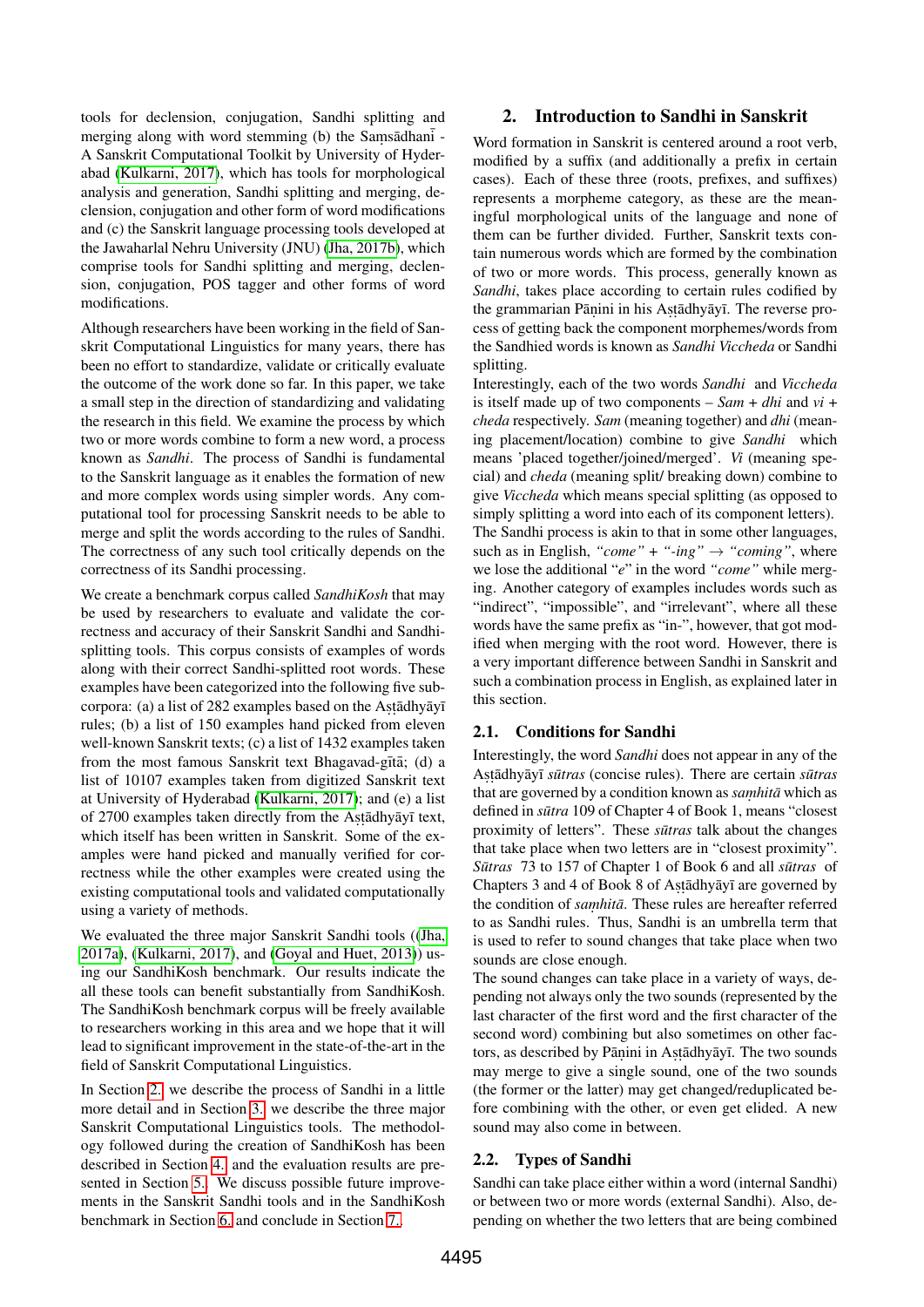tools for declension, conjugation, Sandhi splitting and merging along with word stemming (b) the Saṃsādhanī - A Sanskrit Computational Toolkit by University of Hyderabad (Kulkarni, 2017), which has tools for morphological analysis and generation, Sandhi splitting and merging, declension, conjugation and other form of word modifications and (c) the Sanskrit language processing tools developed at the Jawaharlal Nehru University (JNU) (Jha, 2017b), which comprise tools for Sandhi splitting and merging, declension, conjugation, POS tagger and other forms of word modifications.

Although researchers have been working in the field of Sanskrit Computational Linguistics for many years, there has been no effort to standardize, validate or critically evaluate the outcome of the work done so far. In this paper, we take a small step in the direction of standardizing and validating the research in this field. We examine the process by which two or more words combine to form a new word, a process known as *Sandhi*. The process of Sandhi is fundamental to the Sanskrit language as it enables the formation of new and more complex words using simpler words. Any computational tool for processing Sanskrit needs to be able to merge and split the words according to the rules of Sandhi. The correctness of any such tool critically depends on the correctness of its Sandhi processing.

We create a benchmark corpus called *SandhiKosh* that may be used by researchers to evaluate and validate the correctness and accuracy of their Sanskrit Sandhi and Sandhi-splitting tools. This corpus consists of examples of words along with their correct Sandhi-splitted root words. These examples have been categorized into the following five sub-corpora: (a) a list of 282 examples based on the Aṣṭādhyāyī rules; (b) a list of 150 examples hand picked from eleven well-known Sanskrit texts; (c) a list of 1432 examples taken from the most famous Sanskrit text Bhagavad-gītā; (d) a list of 10107 examples taken from digitized Sanskrit text at University of Hyderabad (Kulkarni, 2017); and (e) a list of 2700 examples taken directly from the Aṣṭādhyāyī text, which itself has been written in Sanskrit. Some of the examples were hand picked and manually verified for correctness while the other examples were created using the existing computational tools and validated computationally using a variety of methods.

We evaluated the three major Sanskrit Sandhi tools ((Jha, 2017a), (Kulkarni, 2017), and (Goyal and Huet, 2013)) using our SandhiKosh benchmark. Our results indicate the all these tools can benefit substantially from SandhiKosh. The SandhiKosh benchmark corpus will be freely available to researchers working in this area and we hope that it will lead to significant improvement in the state-of-the-art in the field of Sanskrit Computational Linguistics.

In Section 2. we describe the process of Sandhi in a little more detail and in Section 3. we describe the three major Sanskrit Computational Linguistics tools. The methodology followed during the creation of SandhiKosh has been described in Section 4. and the evaluation results are presented in Section 5. We discuss possible future improvements in the Sanskrit Sandhi tools and in the SandhiKosh benchmark in Section 6. and conclude in Section 7.

## 2. Introduction to Sandhi in Sanskrit

Word formation in Sanskrit is centered around a root verb, modified by a suffix (and additionally a prefix in certain cases). Each of these three (roots, prefixes, and suffixes) represents a morpheme category, as these are the meaningful morphological units of the language and none of them can be further divided. Further, Sanskrit texts contain numerous words which are formed by the combination of two or more words. This process, generally known as *Sandhi*, takes place according to certain rules codified by the grammarian Pāṇini in his Aṣṭādhyāyī. The reverse process of getting back the component morphemes/words from the Sandhied words is known as *Sandhi Viccheda* or Sandhi splitting.

Interestingly, each of the two words *Sandhi* and *Viccheda* is itself made up of two components – *Sam* + *dhi* and *vi* + *cheda* respectively. *Sam* (meaning together) and *dhi* (meaning placement/location) combine to give *Sandhi* which means 'placed together/joined/merged'. *Vi* (meaning special) and *cheda* (meaning split/ breaking down) combine to give *Viccheda* which means special splitting (as opposed to simply splitting a word into each of its component letters). The Sandhi process is akin to that in some other languages, such as in English, *"come"* + *"-ing"* → *"coming"*, where we lose the additional "*e*" in the word *"come"* while merging. Another category of examples includes words such as "indirect", "impossible", and "irrelevant", where all these words have the same prefix as "in-", however, that got modified when merging with the root word. However, there is a very important difference between Sandhi in Sanskrit and such a combination process in English, as explained later in this section.

### 2.1. Conditions for Sandhi

Interestingly, the word *Sandhi* does not appear in any of the Aṣṭādhyāyī *sūtras* (concise rules). There are certain *sūtras* that are governed by a condition known as *saṃhitā* which as defined in *sūtra* 109 of Chapter 4 of Book 1, means "closest proximity of letters". These *sūtras* talk about the changes that take place when two letters are in "closest proximity". *Sūtras* 73 to 157 of Chapter 1 of Book 6 and all *sūtras* of Chapters 3 and 4 of Book 8 of Aṣṭādhyāyī are governed by the condition of *saṃhitā*. These rules are hereafter referred to as Sandhi rules. Thus, Sandhi is an umbrella term that is used to refer to sound changes that take place when two sounds are close enough.

The sound changes can take place in a variety of ways, depending not always only the two sounds (represented by the last character of the first word and the first character of the second word) combining but also sometimes on other factors, as described by Pāṇini in Aṣṭādhyāyī. The two sounds may merge to give a single sound, one of the two sounds (the former or the latter) may get changed/reduplicated before combining with the other, or even get elided. A new sound may also come in between.

### 2.2. Types of Sandhi

Sandhi can take place either within a word (internal Sandhi) or between two or more words (external Sandhi). Also, depending on whether the two letters that are being combined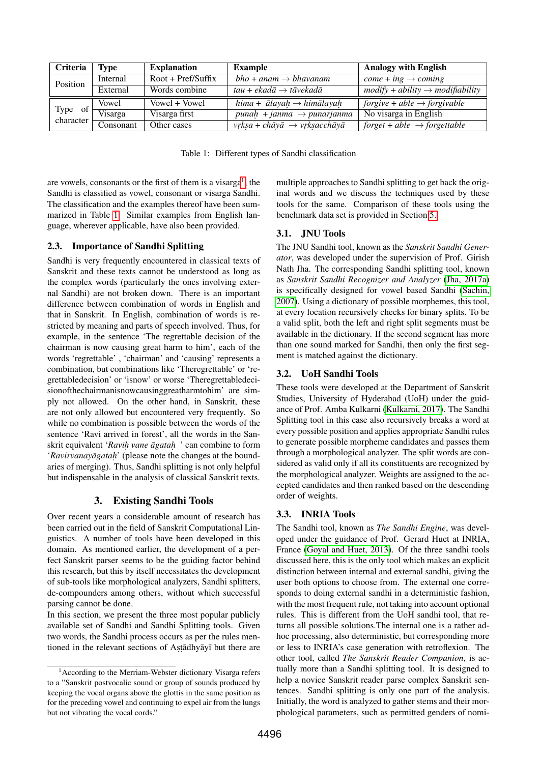| Criteria | Type | Explanation | Example | Analogy with English |
| --- | --- | --- | --- | --- |
| Position | Internal | Root + Pref/Suffix | *bho + anam → bhavanam* | *come + ing → coming* |
| | External | Words combine | *tau + ekadā → tāvekadā* | *modify + ability → modifiability* |
| Type of character | Vowel | Vowel + Vowel | *hima + ālayaḥ → himālayaḥ* | *forgive + able → forgivable* |
| | Visarga | Visarga first | *punaḥ + janma → punarjanma* | No visarga in English |
| | Consonant | Other cases | *vṛkṣa + chāyā → vṛkṣacchāyā* | *forget + able → forgettable* |

Table 1: Different types of Sandhi classification

are vowels, consonants or the first of them is a visarga[1], the Sandhi is classified as vowel, consonant or visarga Sandhi. The classification and the examples thereof have been summarized in Table 1. Similar examples from English language, wherever applicable, have also been provided.

### 2.3. Importance of Sandhi Splitting

Sandhi is very frequently encountered in classical texts of Sanskrit and these texts cannot be understood as long as the complex words (particularly the ones involving external Sandhi) are not broken down. There is an important difference between combination of words in English and that in Sanskrit. In English, combination of words is restricted by meaning and parts of speech involved. Thus, for example, in the sentence 'The regrettable decision of the chairman is now causing great harm to him', each of the words 'regrettable' , 'chairman' and 'causing' represents a combination, but combinations like 'Theregrettable' or 'regrettabledecision' or 'isnow' or worse 'Theregrettabledecisionofthechairmanisnowcausinggreatharmtohim' are simply not allowed. On the other hand, in Sanskrit, these are not only allowed but encountered very frequently. So while no combination is possible between the words of the sentence 'Ravi arrived in forest', all the words in the Sanskrit equivalent '*Raviḥ vane āgataḥ* ' can combine to form '*Ravirvanayāgataḥ*' (please note the changes at the boundaries of merging). Thus, Sandhi splitting is not only helpful but indispensable in the analysis of classical Sanskrit texts.

## 3. Existing Sandhi Tools

Over recent years a considerable amount of research has been carried out in the field of Sanskrit Computational Linguistics. A number of tools have been developed in this domain. As mentioned earlier, the development of a perfect Sanskrit parser seems to be the guiding factor behind this research, but this by itself necessitates the development of sub-tools like morphological analyzers, Sandhi splitters, de-compounders among others, without which successful parsing cannot be done.

In this section, we present the three most popular publicly available set of Sandhi and Sandhi Splitting tools. Given two words, the Sandhi process occurs as per the rules mentioned in the relevant sections of Aṣṭādhyāyī but there are multiple approaches to Sandhi splitting to get back the original words and we discuss the techniques used by these tools for the same. Comparison of these tools using the benchmark data set is provided in Section 5.

### 3.1. JNU Tools

The JNU Sandhi tool, known as the *Sanskrit Sandhi Generator*, was developed under the supervision of Prof. Girish Nath Jha. The corresponding Sandhi splitting tool, known as *Sanskrit Sandhi Recognizer and Analyzer* (Jha, 2017a) is specifically designed for vowel based Sandhi (Sachin, 2007). Using a dictionary of possible morphemes, this tool, at every location recursively checks for binary splits. To be a valid split, both the left and right split segments must be available in the dictionary. If the second segment has more than one sound marked for Sandhi, then only the first segment is matched against the dictionary.

### 3.2. UoH Sandhi Tools

These tools were developed at the Department of Sanskrit Studies, University of Hyderabad (UoH) under the guidance of Prof. Amba Kulkarni (Kulkarni, 2017). The Sandhi Splitting tool in this case also recursively breaks a word at every possible position and applies appropriate Sandhi rules to generate possible morpheme candidates and passes them through a morphological analyzer. The split words are considered as valid only if all its constituents are recognized by the morphological analyzer. Weights are assigned to the accepted candidates and then ranked based on the descending order of weights.

### 3.3. INRIA Tools

The Sandhi tool, known as *The Sandhi Engine*, was developed under the guidance of Prof. Gerard Huet at INRIA, France (Goyal and Huet, 2013). Of the three sandhi tools discussed here, this is the only tool which makes an explicit distinction between internal and external sandhi, giving the user both options to choose from. The external one corresponds to doing external sandhi in a deterministic fashion, with the most frequent rule, not taking into account optional rules. This is different from the UoH sandhi tool, that returns all possible solutions.The internal one is a rather adhoc processing, also deterministic, but corresponding more or less to INRIA's case generation with retroflexion. The other tool, called *The Sanskrit Reader Companion*, is actually more than a Sandhi splitting tool. It is designed to help a novice Sanskrit reader parse complex Sanskrit sentences. Sandhi splitting is only one part of the analysis. Initially, the word is analyzed to gather stems and their morphological parameters, such as permitted genders of nomi-

[1] According to the Merriam-Webster dictionary Visarga refers to a "Sanskrit postvocalic sound or group of sounds produced by keeping the vocal organs above the glottis in the same position as for the preceding vowel and continuing to expel air from the lungs but not vibrating the vocal cords."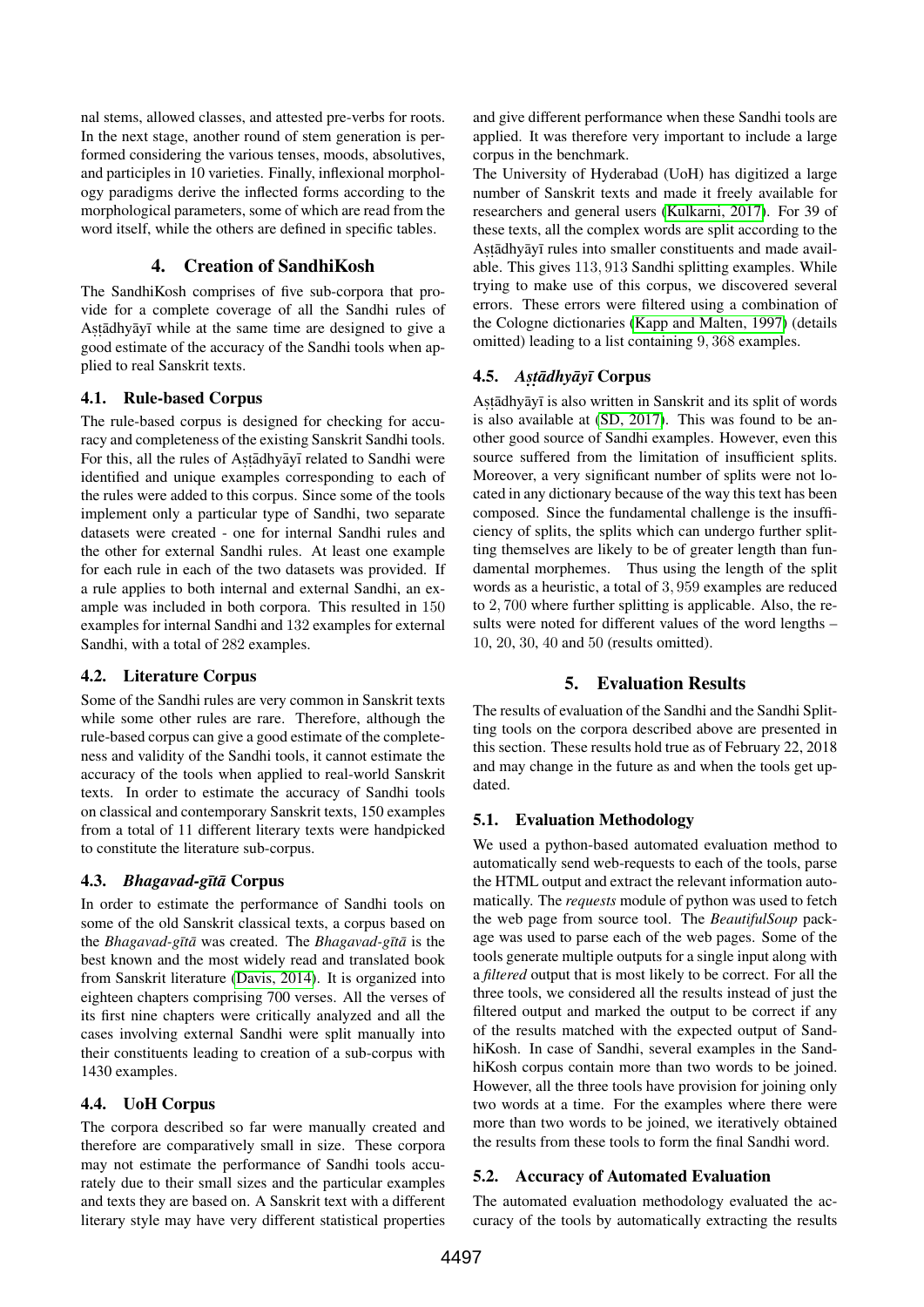nal stems, allowed classes, and attested pre-verbs for roots. In the next stage, another round of stem generation is performed considering the various tenses, moods, absolutives, and participles in 10 varieties. Finally, inflexional morphology paradigms derive the inflected forms according to the morphological parameters, some of which are read from the word itself, while the others are defined in specific tables.

## 4. Creation of SandhiKosh

The SandhiKosh comprises of five sub-corpora that provide for a complete coverage of all the Sandhi rules of Aṣṭādhyāyī while at the same time are designed to give a good estimate of the accuracy of the Sandhi tools when applied to real Sanskrit texts.

### 4.1. Rule-based Corpus

The rule-based corpus is designed for checking for accuracy and completeness of the existing Sanskrit Sandhi tools. For this, all the rules of Aṣṭādhyāyī related to Sandhi were identified and unique examples corresponding to each of the rules were added to this corpus. Since some of the tools implement only a particular type of Sandhi, two separate datasets were created - one for internal Sandhi rules and the other for external Sandhi rules. At least one example for each rule in each of the two datasets was provided. If a rule applies to both internal and external Sandhi, an example was included in both corpora. This resulted in 150 examples for internal Sandhi and 132 examples for external Sandhi, with a total of 282 examples.

### 4.2. Literature Corpus

Some of the Sandhi rules are very common in Sanskrit texts while some other rules are rare. Therefore, although the rule-based corpus can give a good estimate of the completeness and validity of the Sandhi tools, it cannot estimate the accuracy of the tools when applied to real-world Sanskrit texts. In order to estimate the accuracy of Sandhi tools on classical and contemporary Sanskrit texts, 150 examples from a total of 11 different literary texts were handpicked to constitute the literature sub-corpus.

### 4.3. *Bhagavad-gītā* Corpus

In order to estimate the performance of Sandhi tools on some of the old Sanskrit classical texts, a corpus based on the *Bhagavad-gītā* was created. The *Bhagavad-gītā* is the best known and the most widely read and translated book from Sanskrit literature (Davis, 2014). It is organized into eighteen chapters comprising 700 verses. All the verses of its first nine chapters were critically analyzed and all the cases involving external Sandhi were split manually into their constituents leading to creation of a sub-corpus with 1430 examples.

### 4.4. UoH Corpus

The corpus described so far were manually created and therefore are comparatively small in size. These corpora may not estimate the performance of Sandhi tools accurately due to their small sizes and the particular examples and texts they are based on. A Sanskrit text with a different literary style may have very different statistical properties and give different performance when these Sandhi tools are applied. It was therefore very important to include a large corpus in the benchmark.

The University of Hyderabad (UoH) has digitized a large number of Sanskrit texts and made it freely available for researchers and general users (Kulkarni, 2017). For 39 of these texts, all the complex words are split according to the Aṣṭādhyāyī rules into smaller constituents and made available. This gives 113,913 Sandhi splitting examples. While trying to make use of this corpus, we discovered several errors. These errors were filtered using a combination of the Cologne dictionaries (Kapp and Malten, 1997) (details omitted) leading to a list containing 9,368 examples.

### 4.5. *Aṣṭādhyāyī* Corpus

Aṣṭādhyāyī is also written in Sanskrit and its split of words is also available at (SD, 2017). This was found to be another good source of Sandhi examples. However, even this source suffered from the limitation of insufficient splits. Moreover, a very significant number of splits were not located in any dictionary because of the way this text has been composed. Since the fundamental challenge is the insufficiency of splits, the splits which can undergo further splitting themselves are likely to be of greater length than fundamental morphemes. Thus using the length of the split words as a heuristic, a total of 3,959 examples are reduced to 2,700 where further splitting is applicable. Also, the results were noted for different values of the word lengths – 10, 20, 30, 40 and 50 (results omitted).

## 5. Evaluation Results

The results of evaluation of the Sandhi and the Sandhi Splitting tools on the corpora described above are presented in this section. These results hold true as of February 22, 2018 and may change in the future as and when the tools get updated.

### 5.1. Evaluation Methodology

We used a python-based automated evaluation method to automatically send web-requests to each of the tools, parse the HTML output and extract the relevant information automatically. The *requests* module of python was used to fetch the web page from source tool. The *BeautifulSoup* package was used to parse each of the web pages. Some of the tools generate multiple outputs for a single input along with a *filtered* output that is most likely to be correct. For all the three tools, we considered all the results instead of just the filtered output and marked the output to be correct if any of the results matched with the expected output of SandhiKosh. In case of Sandhi, several examples in the SandhiKosh corpus contain more than two words to be joined. However, all the three tools have provision for joining only two words at a time. For the examples where there were more than two words to be joined, we iteratively obtained the results from these tools to form the final Sandhi word.

### 5.2. Accuracy of Automated Evaluation

The automated evaluation methodology evaluated the accuracy of the tools by automatically extracting the results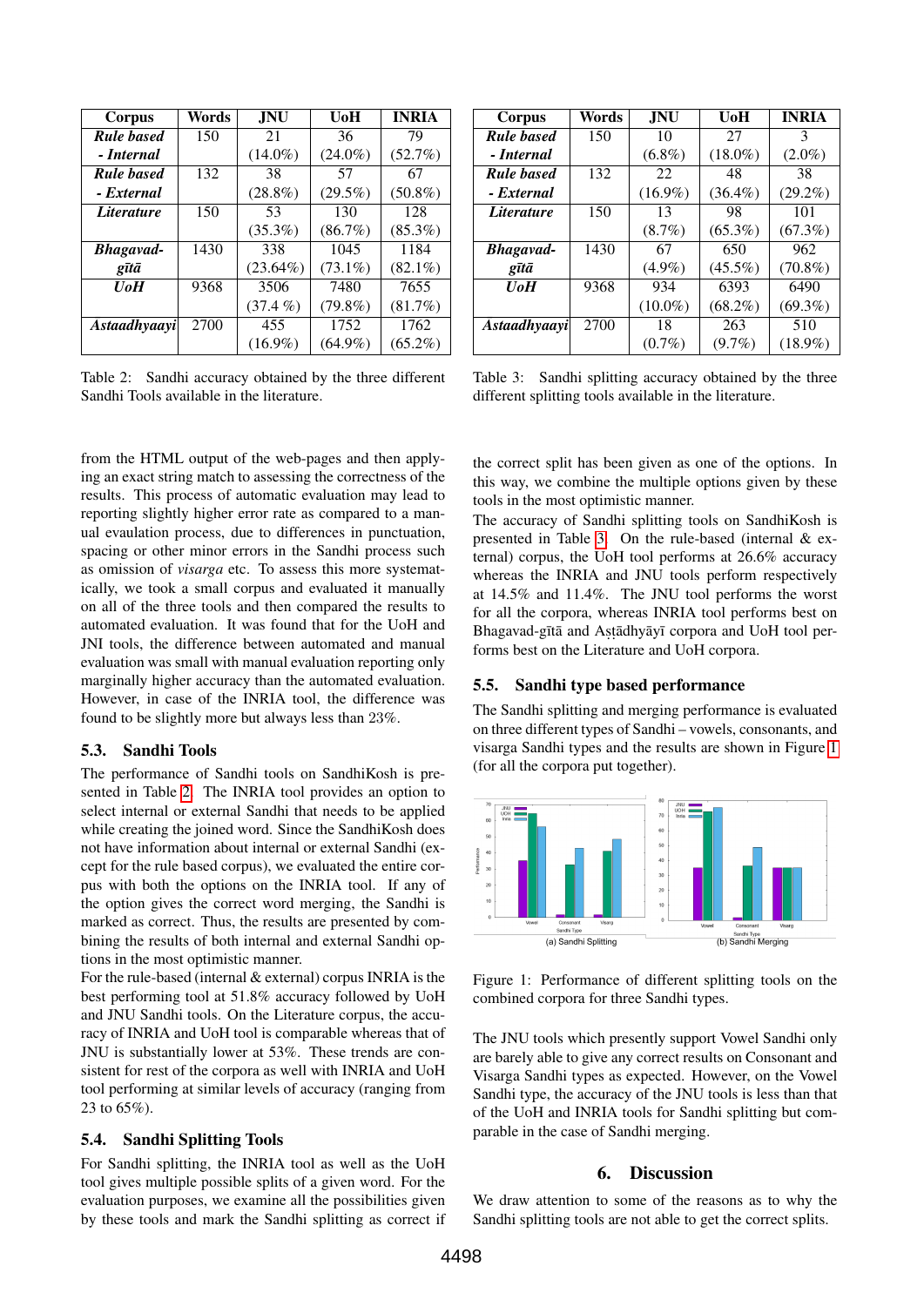| Corpus | Words | JNU | UoH | INRIA |
|---|---|---|---|---|
| ***Rule based - Internal*** | 150 | 21 (14.0%) | 36 (24.0%) | 79 (52.7%) |
| ***Rule based - External*** | 132 | 38 (28.8%) | 57 (29.5%) | 67 (50.8%) |
| ***Literature*** | 150 | 53 (35.3%) | 130 (86.7%) | 128 (85.3%) |
| ***Bhagavad-gītā*** | 1430 | 338 (23.64%) | 1045 (73.1%) | 1184 (82.1%) |
| ***UoH*** | 9368 | 3506 (37.4 %) | 7480 (79.8%) | 7655 (81.7%) |
| ***Astaadhyaayi*** | 2700 | 455 (16.9%) | 1752 (64.9%) | 1762 (65.2%) |

Table 2: Sandhi accuracy obtained by the three different Sandhi Tools available in the literature.

| Corpus | Words | JNU | UoH | INRIA |
|---|---|---|---|---|
| ***Rule based - Internal*** | 150 | 10 (6.8%) | 27 (18.0%) | 3 (2.0%) |
| ***Rule based - External*** | 132 | 22 (16.9%) | 48 (36.4%) | 38 (29.2%) |
| ***Literature*** | 150 | 13 (8.7%) | 98 (65.3%) | 101 (67.3%) |
| ***Bhagavad-gītā*** | 1430 | 67 (4.9%) | 650 (45.5%) | 962 (70.8%) |
| ***UoH*** | 9368 | 934 (10.0%) | 6393 (68.2%) | 6490 (69.3%) |
| ***Astaadhyaayi*** | 2700 | 18 (0.7%) | 263 (9.7%) | 510 (18.9%) |

Table 3: Sandhi splitting accuracy obtained by the three different splitting tools available in the literature.

from the HTML output of the web-pages and then applying an exact string match to assessing the correctness of the results. This process of automatic evaluation may lead to reporting slightly higher error rate as compared to a manual evaulation process, due to differences in punctuation, spacing or other minor errors in the Sandhi process such as omission of *visarga* etc. To assess this more systematically, we took a small corpus and evaluated it manually on all of the three tools and then compared the results to automated evaluation. It was found that for the UoH and JNI tools, the difference between automated and manual evaluation was small with manual evaluation reporting only marginally higher accuracy than the automated evaluation. However, in case of the INRIA tool, the difference was found to be slightly more but always less than 23%.

### 5.3. Sandhi Tools

The performance of Sandhi tools on SandhiKosh is presented in Table 2. The INRIA tool provides an option to select internal or external Sandhi that needs to be applied while creating the joined word. Since the SandhiKosh does not have information about internal or external Sandhi (except for the rule based corpus), we evaluated the entire corpus with both the options on the INRIA tool. If any of the option gives the correct word merging, the Sandhi is marked as correct. Thus, the results are presented by combining the results of both internal and external Sandhi options in the most optimistic manner.

For the rule-based (internal & external) corpus INRIA is the best performing tool at 51.8% accuracy followed by UoH and JNU Sandhi tools. On the Literature corpus, the accuracy of INRIA and UoH tool is comparable whereas that of JNU is substantially lower at 53%. These trends are consistent for rest of the corpora as well with INRIA and UoH tool performing at similar levels of accuracy (ranging from 23 to 65%).

### 5.4. Sandhi Splitting Tools

For Sandhi splitting, the INRIA tool as well as the UoH tool gives multiple possible splits of a given word. For the evaluation purposes, we examine all the possibilities given by these tools and mark the Sandhi splitting as correct if the correct split has been given as one of the options. In this way, we combine the multiple options given by these tools in the most optimistic manner.

The accuracy of Sandhi splitting tools on SandhiKosh is presented in Table 3. On the rule-based (internal & external) corpus, the UoH tool performs at 26.6% accuracy whereas the INRIA and JNU tools perform respectively at 14.5% and 11.4%. The JNU tool performs the worst for all the corpora, whereas INRIA tool performs best on Bhagavad-gītā and Aṣṭādhyāyī corpora and UoH tool performs best on the Literature and UoH corpora.

### 5.5. Sandhi type based performance

The Sandhi splitting and merging performance is evaluated on three different types of Sandhi – vowels, consonants, and visarga Sandhi types and the results are shown in Figure 1 (for all the corpora put together).

Figure 1: Performance of different splitting tools on the combined corpora for three Sandhi types.

The JNU tools which presently support Vowel Sandhi only are barely able to give any correct results on Consonant and Visarga Sandhi types as expected. However, on the Vowel Sandhi type, the accuracy of the JNU tools is less than that of the UoH and INRIA tools for Sandhi splitting but comparable in the case of Sandhi merging.

## 6. Discussion

We draw attention to some of the reasons as to why the Sandhi splitting tools are not able to get the correct splits.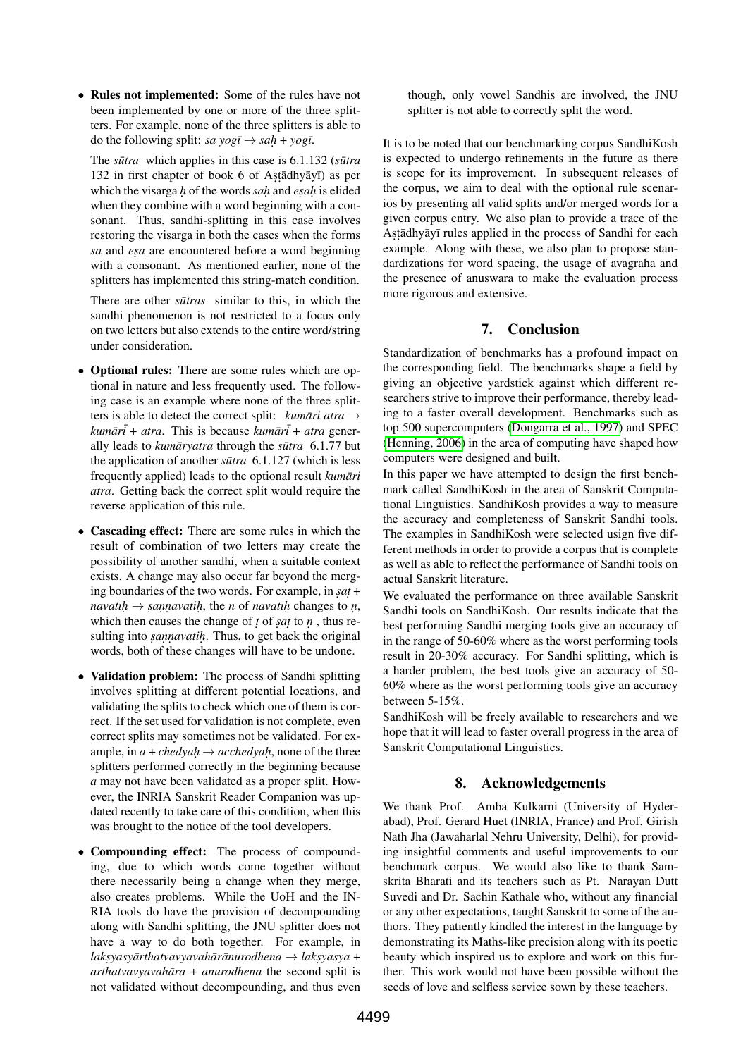- **Rules not implemented:** Some of the rules have not been implemented by one or more of the three splitters. For example, none of the three splitters is able to do the following split: *sa yogī* → *saḥ* + *yogī*.

  The *sūtra* which applies in this case is 6.1.132 (*sūtra* 132 in first chapter of book 6 of Aṣṭādhyāyī) as per which the visarga *ḥ* of the words *saḥ* and *eṣaḥ* is elided when they combine with a word beginning with a consonant. Thus, sandhi-splitting in this case involves restoring the visarga in both the cases when the forms *sa* and *eṣa* are encountered before a word beginning with a consonant. As mentioned earlier, none of the splitters has implemented this string-match condition.

  There are other *sūtras* similar to this, in which the sandhi phenomenon is not restricted to a focus only on two letters but also extends to the entire word/string under consideration.

- **Optional rules:** There are some rules which are optional in nature and less frequently used. The following case is an example where none of the three splitters is able to detect the correct split: *kumāri atra* → *kumārī* + *atra*. This is because *kumārī* + *atra* generally leads to *kumāryatra* through the *sūtra* 6.1.77 but the application of another *sūtra* 6.1.127 (which is less frequently applied) leads to the optional result *kumāri atra*. Getting back the correct split would require the reverse application of this rule.

- **Cascading effect:** There are some rules in which the result of combination of two letters may create the possibility of another sandhi, when a suitable context exists. A change may also occur far beyond the merging boundaries of the two words. For example, in *ṣaṭ* + *navatiḥ* → *ṣaṇṇavatiḥ*, the *n* of *navatiḥ* changes to *ṇ*, which then causes the change of *ṭ* of *ṣaṭ* to *ṇ* , thus resulting into *ṣaṇṇavatiḥ*. Thus, to get back the original words, both of these changes will have to be undone.

- **Validation problem:** The process of Sandhi splitting involves splitting at different potential locations, and validating the splits to check which one of them is correct. If the set used for validation is not complete, even correct splits may sometimes not be validated. For example, in *a* + *chedyaḥ* → *acchedyaḥ*, none of the three splitters performed correctly in the beginning because *a* may not have been validated as a proper split. However, the INRIA Sanskrit Reader Companion was updated recently to take care of this condition, when this was brought to the notice of the tool developers.

- **Compounding effect:** The process of compounding, due to which words come together without there necessarily being a change when they merge, also creates problems. While the UoH and the INRIA tools do have the provision of decompounding along with Sandhi splitting, the JNU splitter does not have a way to do both together. For example, in *lakṣyasyārthatvavyavahārānurodhena* → *lakṣyasya* + *arthatvavyavahāra* + *anurodhena* the second split is not validated without decompounding, and thus even though, only vowel Sandhis are involved, the JNU splitter is not able to correctly split the word.

It is to be noted that our benchmarking corpus SandhiKosh is expected to undergo refinements in the future as there is scope for its improvement. In subsequent releases of the corpus, we aim to deal with the optional rule scenarios by presenting all valid splits and/or merged words for a given corpus entry. We also plan to provide a trace of the Aṣṭādhyāyī rules applied in the process of Sandhi for each example. Along with these, we also plan to propose standardizations for word spacing, the usage of avagraha and the presence of anuswara to make the evaluation process more rigorous and extensive.

## 7. Conclusion

Standardization of benchmarks has a profound impact on the corresponding field. The benchmarks shape a field by giving an objective yardstick against which different researchers strive to improve their performance, thereby leading to a faster overall development. Benchmarks such as top 500 supercomputers (Dongarra et al., 1997) and SPEC (Henning, 2006) in the area of computing have shaped how computers were designed and built.

In this paper we have attempted to design the first benchmark called SandhiKosh in the area of Sanskrit Computational Linguistics. SandhiKosh provides a way to measure the accuracy and completeness of Sanskrit Sandhi tools. The examples in SandhiKosh were selected usign five different methods in order to provide a corpus that is complete as well as able to reflect the performance of Sandhi tools on actual Sanskrit literature.

We evaluated the performance on three available Sanskrit Sandhi tools on SandhiKosh. Our results indicate that the best performing Sandhi merging tools give an accuracy of in the range of 50-60% where as the worst performing tools result in 20-30% accuracy. For Sandhi splitting, which is a harder problem, the best tools give an accuracy of 50-60% where as the worst performing tools give an accuracy between 5-15%.

SandhiKosh will be freely available to researchers and we hope that it will lead to faster overall progress in the area of Sanskrit Computational Linguistics.

## 8. Acknowledgements

We thank Prof. Amba Kulkarni (University of Hyderabad), Prof. Gerard Huet (INRIA, France) and Prof. Girish Nath Jha (Jawaharlal Nehru University, Delhi), for providing insightful comments and useful improvements to our benchmark corpus. We would also like to thank Samskrita Bharati and its teachers such as Pt. Narayan Dutt Suvedi and Dr. Sachin Kathale who, without any financial or any other expectations, taught Sanskrit to some of the authors. They patiently kindled the interest in the language by demonstrating its Maths-like precision along with its poetic beauty which inspired us to explore and work on this further. This work would not have been possible without the seeds of love and selfless service sown by these teachers.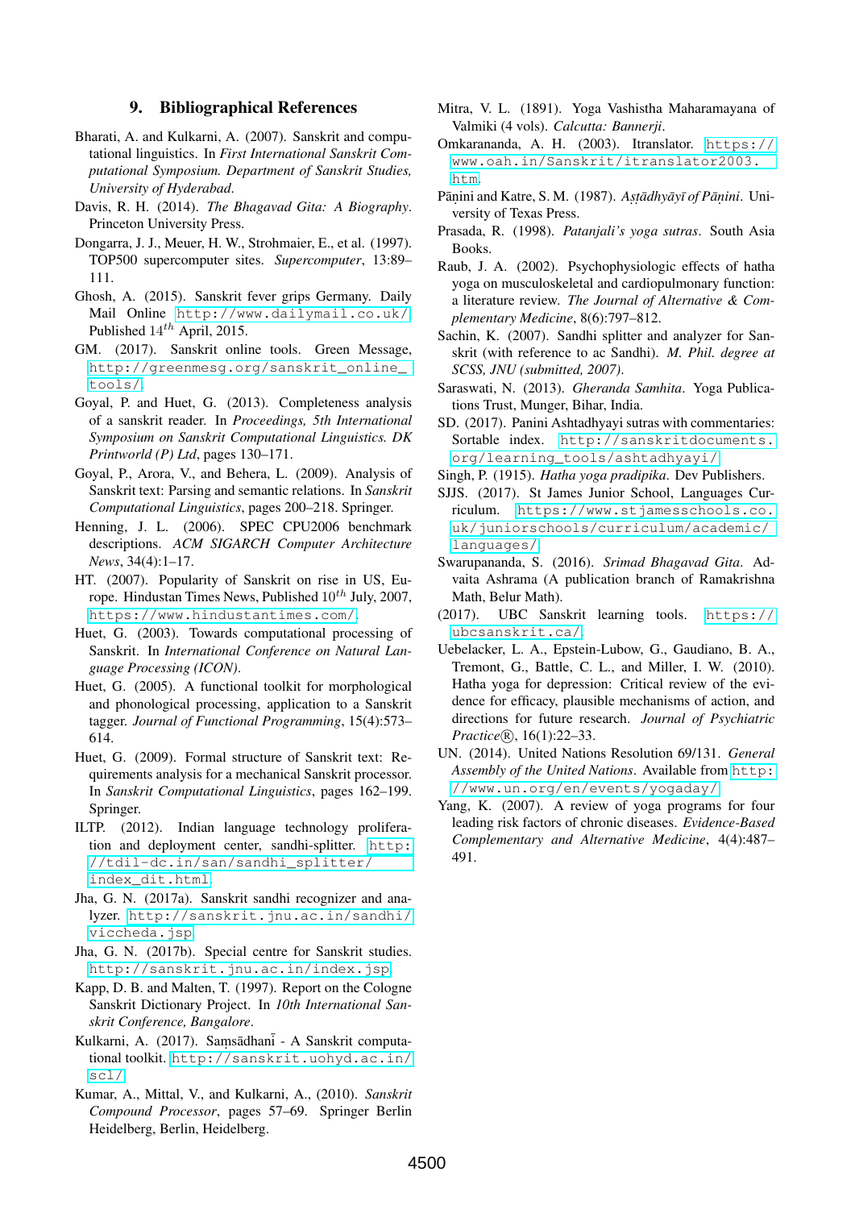## 9. Bibliographical References

Bharati, A. and Kulkarni, A. (2007). Sanskrit and computational linguistics. In *First International Sanskrit Computational Symposium. Department of Sanskrit Studies, University of Hyderabad*.

Davis, R. H. (2014). *The Bhagavad Gita: A Biography*. Princeton University Press.

Dongarra, J. J., Meuer, H. W., Strohmaier, E., et al. (1997). TOP500 supercomputer sites. *Supercomputer*, 13:89–111.

Ghosh, A. (2015). Sanskrit fever grips Germany. Daily Mail Online http://www.dailymail.co.uk/ Published $14^{th}$ April, 2015.

GM. (2017). Sanskrit online tools. Green Message, http://greenmesg.org/sanskrit_online_tools/.

Goyal, P. and Huet, G. (2013). Completeness analysis of a sanskrit reader. In *Proceedings, 5th International Symposium on Sanskrit Computational Linguistics. DK Printworld (P) Ltd*, pages 130–171.

Goyal, P., Arora, V., and Behera, L. (2009). Analysis of Sanskrit text: Parsing and semantic relations. In *Sanskrit Computational Linguistics*, pages 200–218. Springer.

Henning, J. L. (2006). SPEC CPU2006 benchmark descriptions. *ACM SIGARCH Computer Architecture News*, 34(4):1–17.

HT. (2007). Popularity of Sanskrit on rise in US, Europe. Hindustan Times News, Published $10^{th}$ July, 2007, https://www.hindustantimes.com/.

Huet, G. (2003). Towards computational processing of Sanskrit. In *International Conference on Natural Language Processing (ICON)*.

Huet, G. (2005). A functional toolkit for morphological and phonological processing, application to a Sanskrit tagger. *Journal of Functional Programming*, 15(4):573–614.

Huet, G. (2009). Formal structure of Sanskrit text: Requirements analysis for a mechanical Sanskrit processor. In *Sanskrit Computational Linguistics*, pages 162–199. Springer.

ILTP. (2012). Indian language technology proliferation and deployment center, sandhi-splitter. http://tdil-dc.in/san/sandhi_splitter/index_dit.html.

Jha, G. N. (2017a). Sanskrit sandhi recognizer and analyzer. http://sanskrit.jnu.ac.in/sandhi/viccheda.jsp.

Jha, G. N. (2017b). Special centre for Sanskrit studies. http://sanskrit.jnu.ac.in/index.jsp.

Kapp, D. B. and Malten, T. (1997). Report on the Cologne Sanskrit Dictionary Project. In *10th International Sanskrit Conference, Bangalore*.

Kulkarni, A. (2017). Saṃsādhanī - A Sanskrit computational toolkit. http://sanskrit.uohyd.ac.in/scl/.

Kumar, A., Mittal, V., and Kulkarni, A., (2010). *Sanskrit Compound Processor*, pages 57–69. Springer Berlin Heidelberg, Berlin, Heidelberg.

Mitra, V. L. (1891). Yoga Vashistha Maharamayana of Valmiki (4 vols). *Calcutta: Bannerji*.

Omkarananda, A. H. (2003). Itranslator. https://www.oah.in/Sanskrit/itranslator2003.htm.

Pāṇini and Katre, S. M. (1987). *Aṣṭādhyāyī of Pāṇini*. University of Texas Press.

Prasada, R. (1998). *Patanjali's yoga sutras*. South Asia Books.

Raub, J. A. (2002). Psychophysiologic effects of hatha yoga on musculoskeletal and cardiopulmonary function: a literature review. *The Journal of Alternative & Complementary Medicine*, 8(6):797–812.

Sachin, K. (2007). Sandhi splitter and analyzer for Sanskrit (with reference to ac Sandhi). *M. Phil. degree at SCSS, JNU (submitted, 2007)*.

Saraswati, N. (2013). *Gheranda Samhita*. Yoga Publications Trust, Munger, Bihar, India.

SD. (2017). Panini Ashtadhyayi sutras with commentaries: Sortable index. http://sanskritdocuments.org/learning_tools/ashtadhyayi/.

Singh, P. (1915). *Hatha yoga pradipika*. Dev Publishers.

SJJS. (2017). St James Junior School, Languages Curriculum. https://www.stjamesschools.co.uk/juniorschools/curriculum/academic/languages/.

Swarupananda, S. (2016). *Srimad Bhagavad Gita*. Advaita Ashrama (A publication branch of Ramakrishna Math, Belur Math).

(2017). UBC Sanskrit learning tools. https://ubcsanskrit.ca/.

Uebelacker, L. A., Epstein-Lubow, G., Gaudiano, B. A., Tremont, G., Battle, C. L., and Miller, I. W. (2010). Hatha yoga for depression: Critical review of the evidence for efficacy, plausible mechanisms of action, and directions for future research. *Journal of Psychiatric Practice®*, 16(1):22–33.

UN. (2014). United Nations Resolution 69/131. *General Assembly of the United Nations*. Available from http://www.un.org/en/events/yogaday/.

Yang, K. (2007). A review of yoga programs for four leading risk factors of chronic diseases. *Evidence-Based Complementary and Alternative Medicine*, 4(4):487–491.